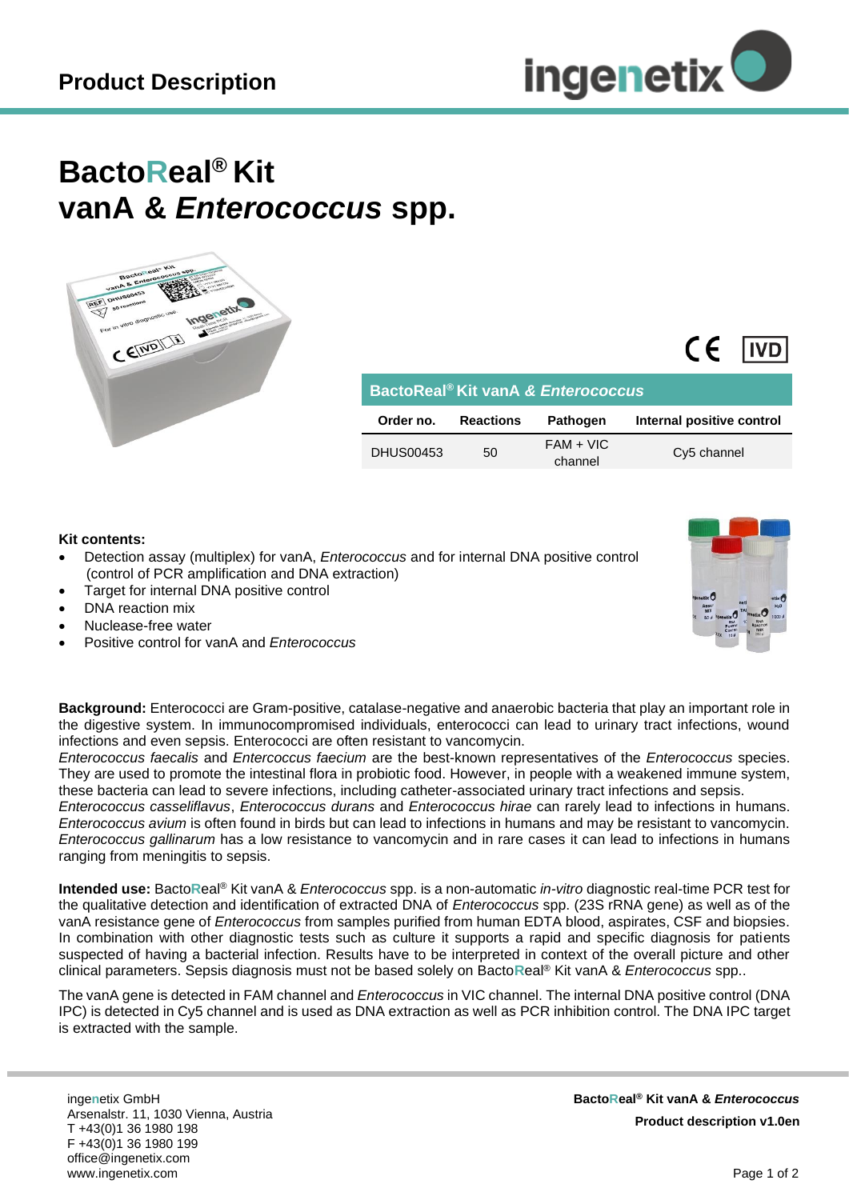# Product Description

# BactoReal® Kit vanA & *Enterococcus* spp.

CE IVD

| BactoReal® Kit vanA *& Enterococcus* | | | |
|---|---|---|---|
| **Order no.** | **Reactions** | **Pathogen** | **Internal positive control** |
| DHUS00453 | 50 | FAM + VIC channel | Cy5 channel |

**Kit contents:**

- Detection assay (multiplex) for vanA, *Enterococcus* and for internal DNA positive control (control of PCR amplification and DNA extraction)
- Target for internal DNA positive control
- DNA reaction mix
- Nuclease-free water
- Positive control for vanA and *Enterococcus*

**Background:** Enterococci are Gram-positive, catalase-negative and anaerobic bacteria that play an important role in the digestive system. In immunocompromised individuals, enterococci can lead to urinary tract infections, wound infections and even sepsis. Enterococci are often resistant to vancomycin.
*Enterococcus faecalis* and *Entercoccus faecium* are the best-known representatives of the *Enterococcus* species. They are used to promote the intestinal flora in probiotic food. However, in people with a weakened immune system, these bacteria can lead to severe infections, including catheter-associated urinary tract infections and sepsis.
*Enterococcus casseliflavus*, *Enterococcus durans* and *Enterococcus hirae* can rarely lead to infections in humans. *Enterococcus avium* is often found in birds but can lead to infections in humans and may be resistant to vancomycin. *Enterococcus gallinarum* has a low resistance to vancomycin and in rare cases it can lead to infections in humans ranging from meningitis to sepsis.

**Intended use:** BactoReal® Kit vanA & *Enterococcus* spp. is a non-automatic *in-vitro* diagnostic real-time PCR test for the qualitative detection and identification of extracted DNA of *Enterococcus* spp. (23S rRNA gene) as well as of the vanA resistance gene of *Enterococcus* from samples purified from human EDTA blood, aspirates, CSF and biopsies. In combination with other diagnostic tests such as culture it supports a rapid and specific diagnosis for patients suspected of having a bacterial infection. Results have to be interpreted in context of the overall picture and other clinical parameters. Sepsis diagnosis must not be based solely on BactoReal® Kit vanA & *Enterococcus* spp..

The vanA gene is detected in FAM channel and *Enterococcus* in VIC channel. The internal DNA positive control (DNA IPC) is detected in Cy5 channel and is used as DNA extraction as well as PCR inhibition control. The DNA IPC target is extracted with the sample.

ingenetix GmbH
Arsenalstr. 11, 1030 Vienna, Austria
T +43(0)1 36 1980 198
F +43(0)1 36 1980 199
office@ingenetix.com
www.ingenetix.com

**BactoReal® Kit vanA & *Enterococcus***
**Product description v1.0en**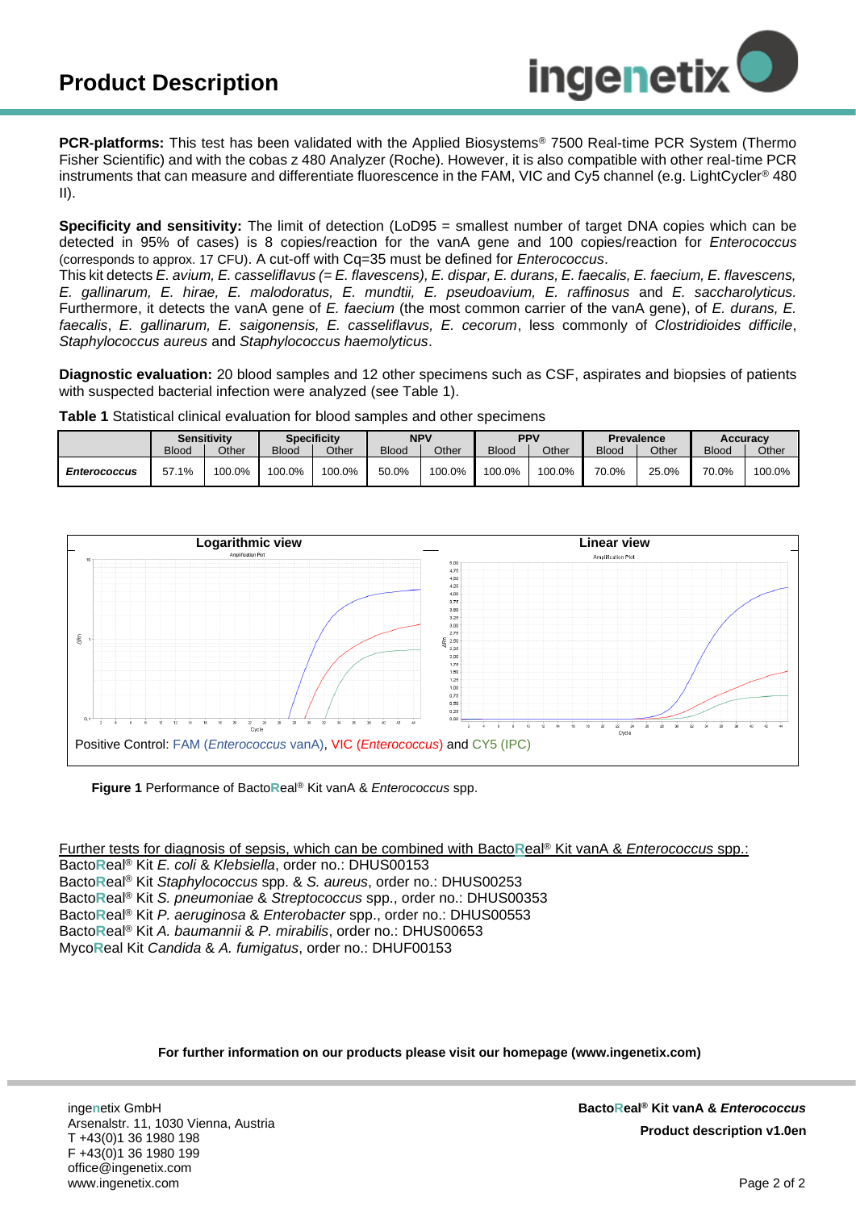# Product Description

**PCR-platforms:** This test has been validated with the Applied Biosystems® 7500 Real-time PCR System (Thermo Fisher Scientific) and with the cobas z 480 Analyzer (Roche). However, it is also compatible with other real-time PCR instruments that can measure and differentiate fluorescence in the FAM, VIC and Cy5 channel (e.g. LightCycler® 480 II).

**Specificity and sensitivity:** The limit of detection (LoD95 = smallest number of target DNA copies which can be detected in 95% of cases) is 8 copies/reaction for the vanA gene and 100 copies/reaction for *Enterococcus* (corresponds to approx. 17 CFU). A cut-off with Cq=35 must be defined for *Enterococcus*.
This kit detects *E. avium, E. casseliflavus (= E. flavescens), E. dispar, E. durans, E. faecalis, E. faecium, E. flavescens, E. gallinarum, E. hirae, E. malodoratus, E. mundtii, E. pseudoavium, E. raffinosus* and *E. saccharolyticus.* Furthermore, it detects the vanA gene of *E. faecium* (the most common carrier of the vanA gene), of *E. durans, E. faecalis*, *E. gallinarum, E. saigonensis, E. casseliflavus, E. cecorum*, less commonly of *Clostridioides difficile*, *Staphylococcus aureus* and *Staphylococcus haemolyticus*.

**Diagnostic evaluation:** 20 blood samples and 12 other specimens such as CSF, aspirates and biopsies of patients with suspected bacterial infection were analyzed (see Table 1).

**Table 1** Statistical clinical evaluation for blood samples and other specimens

| | Sensitivity | | Specificity | | NPV | | PPV | | Prevalence | | Accuracy | |
|---|---|---|---|---|---|---|---|---|---|---|---|---|
| | Blood | Other | Blood | Other | Blood | Other | Blood | Other | Blood | Other | Blood | Other |
| ***Enterococcus*** | 57.1% | 100.0% | 100.0% | 100.0% | 50.0% | 100.0% | 100.0% | 100.0% | 70.0% | 25.0% | 70.0% | 100.0% |

Logarithmic view
Linear view

Positive Control: FAM (*Enterococcus* vanA), VIC (*Enterococcus*) and CY5 (IPC)

**Figure 1** Performance of BactoReal® Kit vanA & *Enterococcus* spp.

Further tests for diagnosis of sepsis, which can be combined with BactoReal® Kit vanA & *Enterococcus* spp.:
BactoReal® Kit *E. coli* & *Klebsiella*, order no.: DHUS00153
BactoReal® Kit *Staphylococcus* spp. & *S. aureus*, order no.: DHUS00253
BactoReal® Kit *S. pneumoniae* & *Streptococcus* spp., order no.: DHUS00353
BactoReal® Kit *P. aeruginosa* & *Enterobacter* spp., order no.: DHUS00553
BactoReal® Kit *A. baumannii* & *P. mirabilis*, order no.: DHUS00653
MycoReal Kit *Candida* & *A. fumigatus*, order no.: DHUF00153

**For further information on our products please visit our homepage (www.ingenetix.com)**

ingenetix GmbH
Arsenalstr. 11, 1030 Vienna, Austria
T +43(0)1 36 1980 198
F +43(0)1 36 1980 199
office@ingenetix.com
www.ingenetix.com

**BactoReal® Kit vanA & *Enterococcus***
**Product description v1.0en**